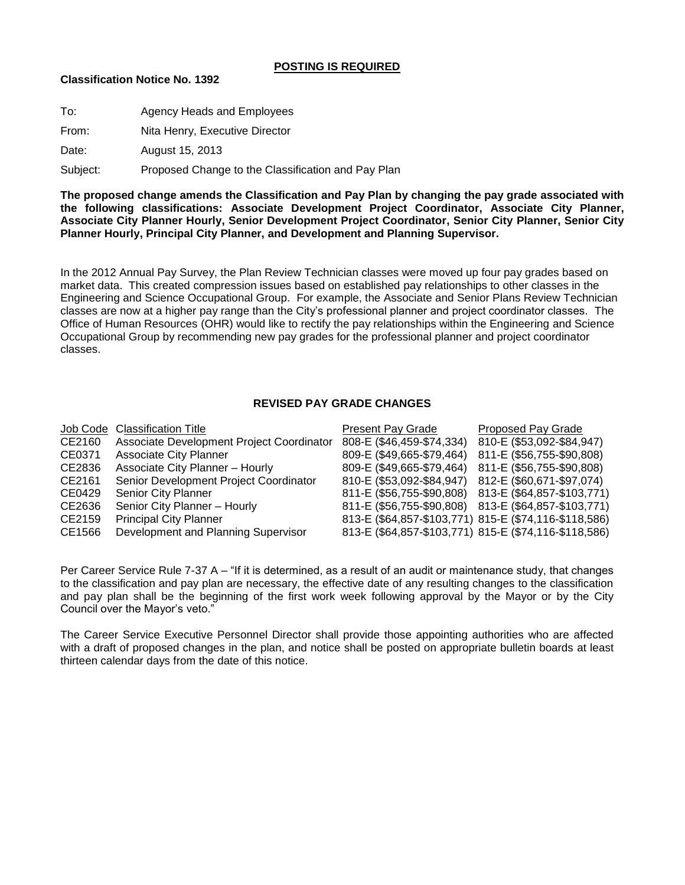**POSTING IS REQUIRED**

**Classification Notice No. 1392**

To: Agency Heads and Employees

From: Nita Henry, Executive Director

Date: August 15, 2013

Subject: Proposed Change to the Classification and Pay Plan

**The proposed change amends the Classification and Pay Plan by changing the pay grade associated with the following classifications: Associate Development Project Coordinator, Associate City Planner, Associate City Planner Hourly, Senior Development Project Coordinator, Senior City Planner, Senior City Planner Hourly, Principal City Planner, and Development and Planning Supervisor.**

In the 2012 Annual Pay Survey, the Plan Review Technician classes were moved up four pay grades based on market data. This created compression issues based on established pay relationships to other classes in the Engineering and Science Occupational Group. For example, the Associate and Senior Plans Review Technician classes are now at a higher pay range than the City's professional planner and project coordinator classes. The Office of Human Resources (OHR) would like to rectify the pay relationships within the Engineering and Science Occupational Group by recommending new pay grades for the professional planner and project coordinator classes.

**REVISED PAY GRADE CHANGES**

| Job Code | Classification Title | Present Pay Grade | Proposed Pay Grade |
|---|---|---|---|
| CE2160 | Associate Development Project Coordinator | 808-E ($46,459-$74,334) | 810-E ($53,092-$84,947) |
| CE0371 | Associate City Planner | 809-E ($49,665-$79,464) | 811-E ($56,755-$90,808) |
| CE2836 | Associate City Planner – Hourly | 809-E ($49,665-$79,464) | 811-E ($56,755-$90,808) |
| CE2161 | Senior Development Project Coordinator | 810-E ($53,092-$84,947) | 812-E ($60,671-$97,074) |
| CE0429 | Senior City Planner | 811-E ($56,755-$90,808) | 813-E ($64,857-$103,771) |
| CE2636 | Senior City Planner – Hourly | 811-E ($56,755-$90,808) | 813-E ($64,857-$103,771) |
| CE2159 | Principal City Planner | 813-E ($64,857-$103,771) | 815-E ($74,116-$118,586) |
| CE1566 | Development and Planning Supervisor | 813-E ($64,857-$103,771) | 815-E ($74,116-$118,586) |

Per Career Service Rule 7-37 A – "If it is determined, as a result of an audit or maintenance study, that changes to the classification and pay plan are necessary, the effective date of any resulting changes to the classification and pay plan shall be the beginning of the first work week following approval by the Mayor or by the City Council over the Mayor's veto."

The Career Service Executive Personnel Director shall provide those appointing authorities who are affected with a draft of proposed changes in the plan, and notice shall be posted on appropriate bulletin boards at least thirteen calendar days from the date of this notice.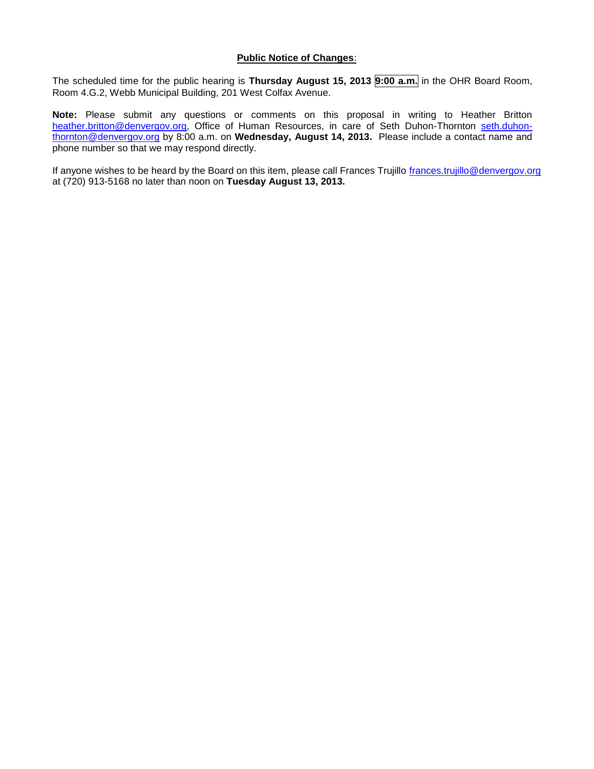**Public Notice of Changes**:

The scheduled time for the public hearing is **Thursday August 15, 2013** **9:00 a.m.** in the OHR Board Room, Room 4.G.2, Webb Municipal Building, 201 West Colfax Avenue.

**Note:** Please submit any questions or comments on this proposal in writing to Heather Britton heather.britton@denvergov.org, Office of Human Resources, in care of Seth Duhon-Thornton seth.duhon-thornton@denvergov.org by 8:00 a.m. on **Wednesday, August 14, 2013.** Please include a contact name and phone number so that we may respond directly.

If anyone wishes to be heard by the Board on this item, please call Frances Trujillo frances.trujillo@denvergov.org at (720) 913-5168 no later than noon on **Tuesday August 13, 2013.**